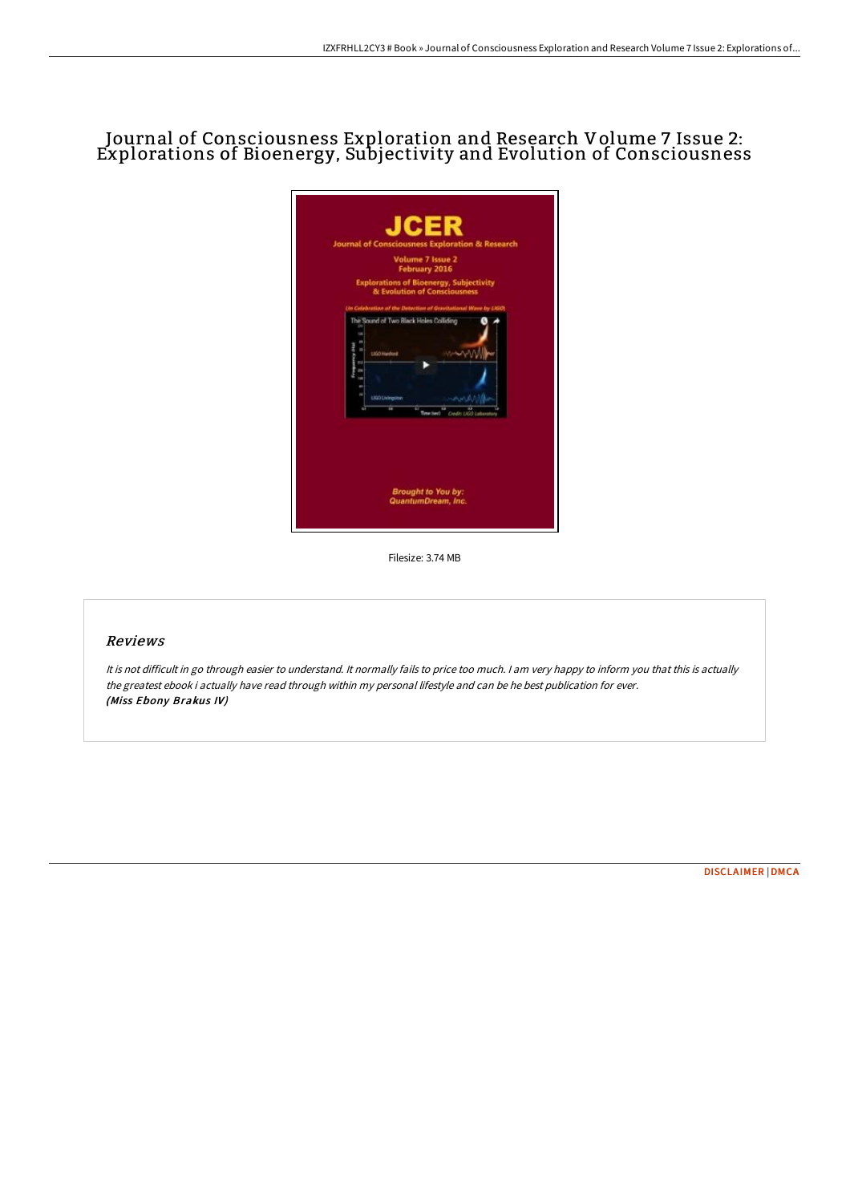# Journal of Consciousness Exploration and Research Volume 7 Issue 2: Explorations of Bioenergy, Subjectivity and Evolution of Consciousness

Filesize: 3.74 MB

## Reviews

*It is not difficult in go through easier to understand. It normally fails to price too much. I am very happy to inform you that this is actually the greatest ebook i actually have read through within my personal lifestyle and can be he best publication for ever.*
***(Miss Ebony Brakus IV)***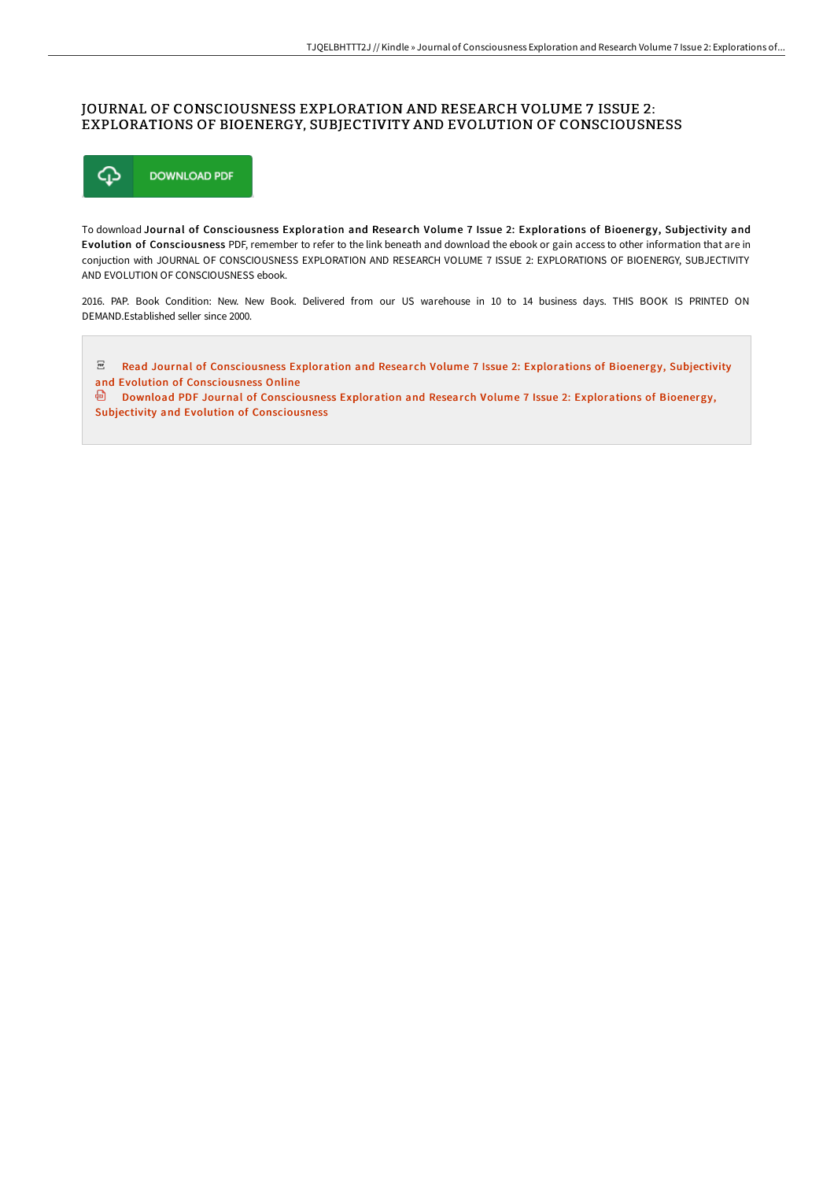# JOURNAL OF CONSCIOUSNESS EXPLORATION AND RESEARCH VOLUME 7 ISSUE 2: EXPLORATIONS OF BIOENERGY, SUBJECTIVITY AND EVOLUTION OF CONSCIOUSNESS

DOWNLOAD PDF

To download **Journal of Consciousness Exploration and Research Volume 7 Issue 2: Explorations of Bioenergy, Subjectivity and Evolution of Consciousness** PDF, remember to refer to the link beneath and download the ebook or gain access to other information that are in conjuction with JOURNAL OF CONSCIOUSNESS EXPLORATION AND RESEARCH VOLUME 7 ISSUE 2: EXPLORATIONS OF BIOENERGY, SUBJECTIVITY AND EVOLUTION OF CONSCIOUSNESS ebook.

2016. PAP. Book Condition: New. New Book. Delivered from our US warehouse in 10 to 14 business days. THIS BOOK IS PRINTED ON DEMAND.Established seller since 2000.

Read Journal of Consciousness Exploration and Research Volume 7 Issue 2: Explorations of Bioenergy, Subjectivity and Evolution of Consciousness Online

Download PDF Journal of Consciousness Exploration and Research Volume 7 Issue 2: Explorations of Bioenergy, Subjectivity and Evolution of Consciousness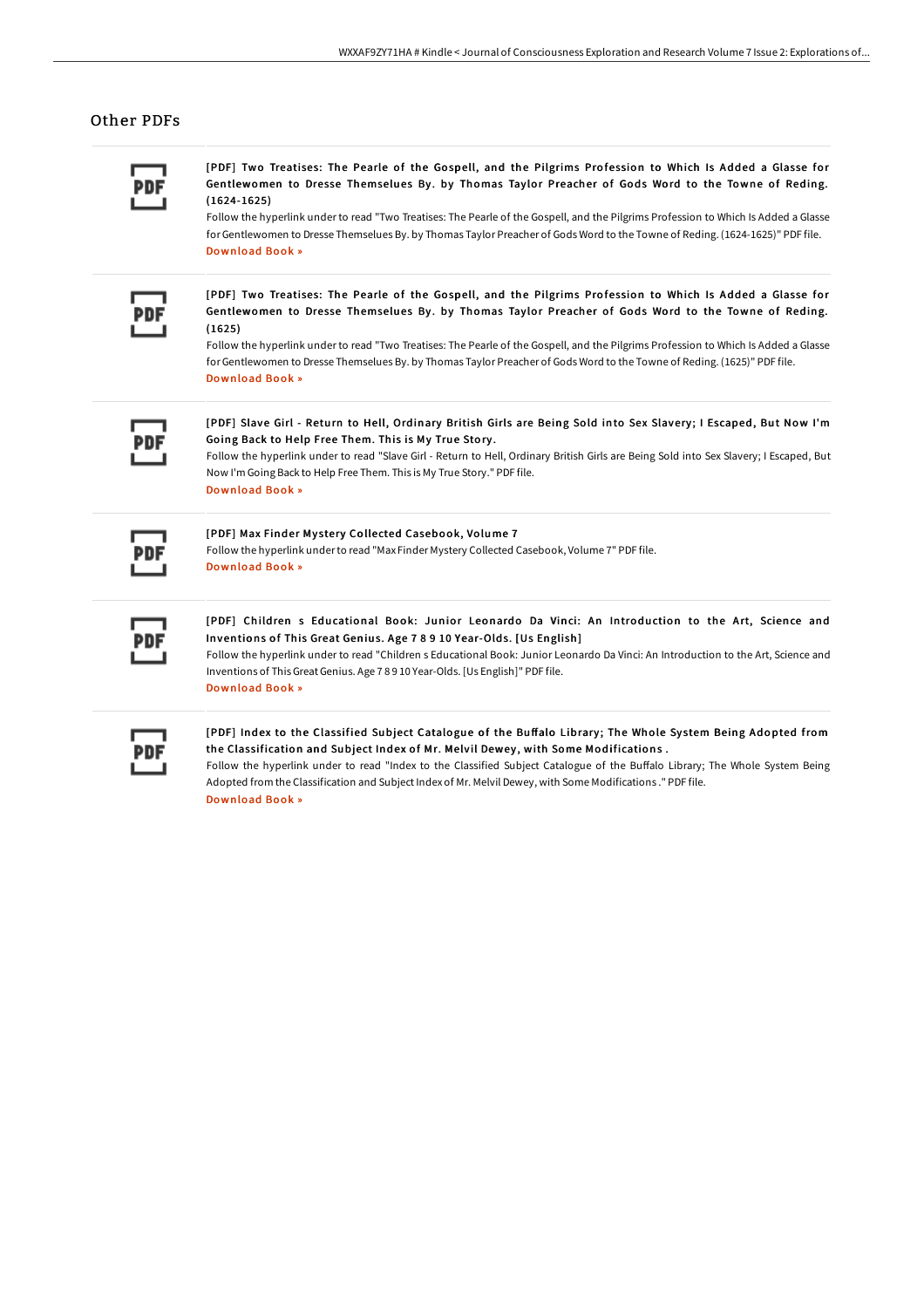## Other PDFs

**[PDF] Two Treatises: The Pearle of the Gospell, and the Pilgrims Profession to Which Is Added a Glasse for Gentlewomen to Dresse Themselues By. by Thomas Taylor Preacher of Gods Word to the Towne of Reding. (1624-1625)**

Follow the hyperlink under to read "Two Treatises: The Pearle of the Gospell, and the Pilgrims Profession to Which Is Added a Glasse for Gentlewomen to Dresse Themselues By. by Thomas Taylor Preacher of Gods Word to the Towne of Reding. (1624-1625)" PDF file.

Download Book »

**[PDF] Two Treatises: The Pearle of the Gospell, and the Pilgrims Profession to Which Is Added a Glasse for Gentlewomen to Dresse Themselues By. by Thomas Taylor Preacher of Gods Word to the Towne of Reding. (1625)**

Follow the hyperlink under to read "Two Treatises: The Pearle of the Gospell, and the Pilgrims Profession to Which Is Added a Glasse for Gentlewomen to Dresse Themselues By. by Thomas Taylor Preacher of Gods Word to the Towne of Reding. (1625)" PDF file.

Download Book »

**[PDF] Slave Girl - Return to Hell, Ordinary British Girls are Being Sold into Sex Slavery; I Escaped, But Now I'm Going Back to Help Free Them. This is My True Story.**

Follow the hyperlink under to read "Slave Girl - Return to Hell, Ordinary British Girls are Being Sold into Sex Slavery; I Escaped, But Now I'm Going Back to Help Free Them. This is My True Story." PDF file.

Download Book »

**[PDF] Max Finder Mystery Collected Casebook, Volume 7**

Follow the hyperlink under to read "Max Finder Mystery Collected Casebook, Volume 7" PDF file.

Download Book »

**[PDF] Children s Educational Book: Junior Leonardo Da Vinci: An Introduction to the Art, Science and Inventions of This Great Genius. Age 7 8 9 10 Year-Olds. [Us English]**

Follow the hyperlink under to read "Children s Educational Book: Junior Leonardo Da Vinci: An Introduction to the Art, Science and Inventions of This Great Genius. Age 7 8 9 10 Year-Olds. [Us English]" PDF file.

Download Book »

**[PDF] Index to the Classified Subject Catalogue of the Buffalo Library; The Whole System Being Adopted from the Classification and Subject Index of Mr. Melvil Dewey, with Some Modifications .**

Follow the hyperlink under to read "Index to the Classified Subject Catalogue of the Buffalo Library; The Whole System Being Adopted from the Classification and Subject Index of Mr. Melvil Dewey, with Some Modifications ." PDF file.

Download Book »